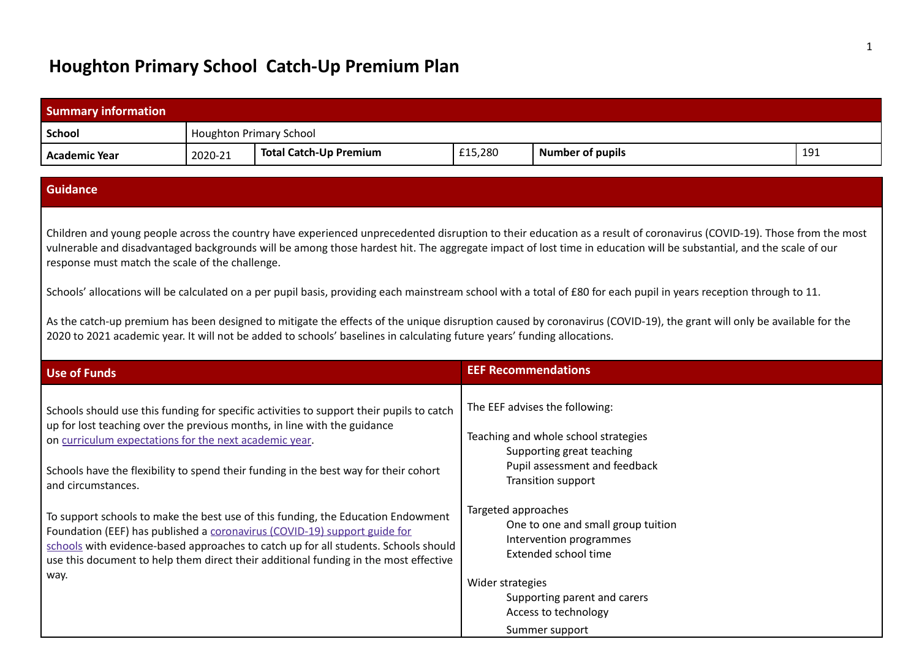# Houghton Primary School Catch-Up Premium Plan

| Summary information | | | | | |
|---|---|---|---|---|---|
| **School** | Houghton Primary School | | | | |
| **Academic Year** | 2020-21 | **Total Catch-Up Premium** | £15,280 | **Number of pupils** | 191 |

## Guidance

Children and young people across the country have experienced unprecedented disruption to their education as a result of coronavirus (COVID-19). Those from the most vulnerable and disadvantaged backgrounds will be among those hardest hit. The aggregate impact of lost time in education will be substantial, and the scale of our response must match the scale of the challenge.

Schools' allocations will be calculated on a per pupil basis, providing each mainstream school with a total of £80 for each pupil in years reception through to 11.

As the catch-up premium has been designed to mitigate the effects of the unique disruption caused by coronavirus (COVID-19), the grant will only be available for the 2020 to 2021 academic year. It will not be added to schools' baselines in calculating future years' funding allocations.

## Use of Funds

Schools should use this funding for specific activities to support their pupils to catch up for lost teaching over the previous months, in line with the guidance on curriculum expectations for the next academic year.

Schools have the flexibility to spend their funding in the best way for their cohort and circumstances.

To support schools to make the best use of this funding, the Education Endowment Foundation (EEF) has published a coronavirus (COVID-19) support guide for schools with evidence-based approaches to catch up for all students. Schools should use this document to help them direct their additional funding in the most effective way.

## EEF Recommendations

The EEF advises the following:

Teaching and whole school strategies
- Supporting great teaching
- Pupil assessment and feedback
- Transition support

Targeted approaches
- One to one and small group tuition
- Intervention programmes
- Extended school time

Wider strategies
- Supporting parent and carers
- Access to technology
- Summer support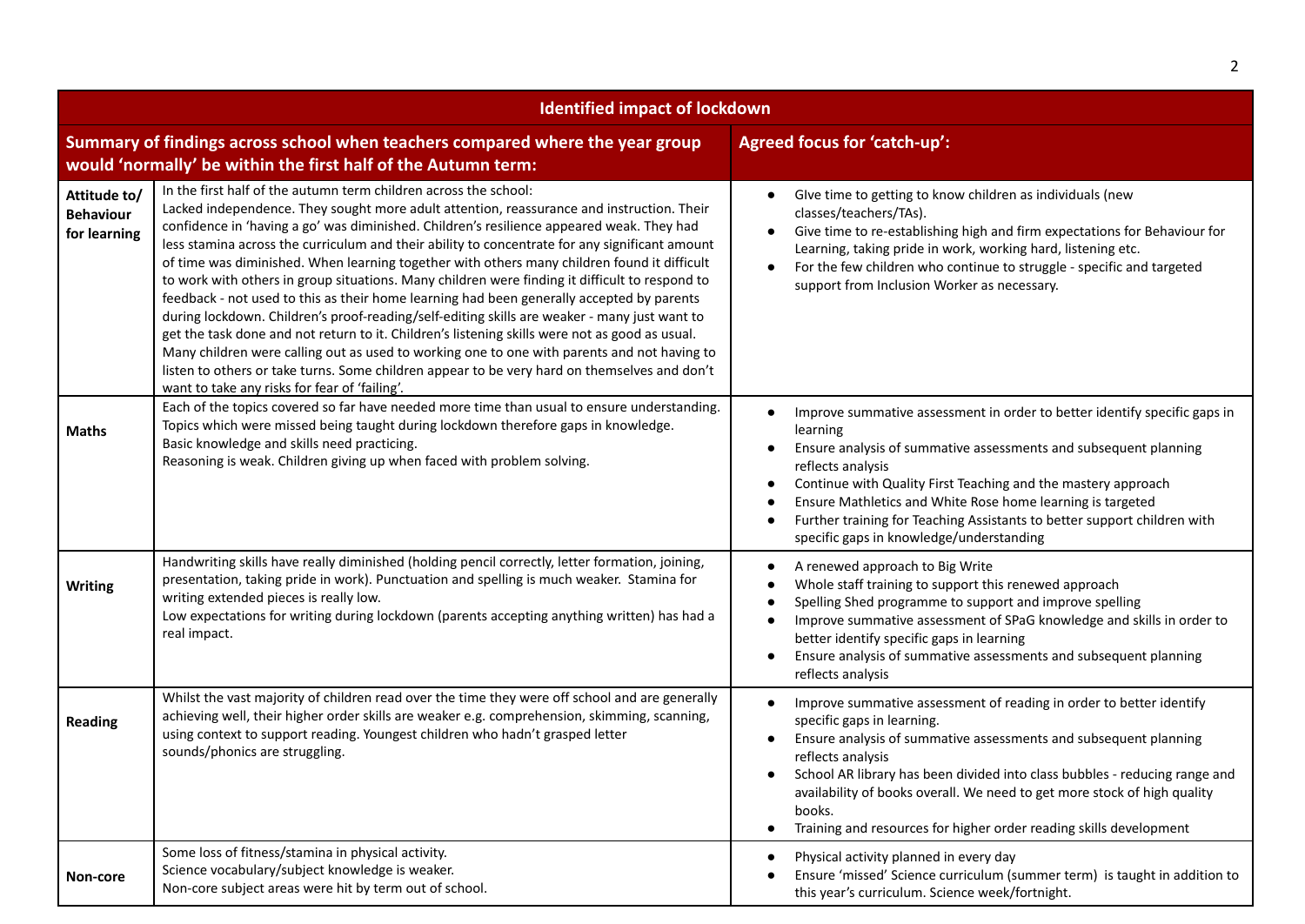| Identified impact of lockdown | | |
|---|---|---|
| **Summary of findings across school when teachers compared where the year group would 'normally' be within the first half of the Autumn term:** | | **Agreed focus for 'catch-up':** |
| **Attitude to/ Behaviour for learning** | In the first half of the autumn term children across the school:<br>Lacked independence. They sought more adult attention, reassurance and instruction. Their confidence in 'having a go' was diminished. Children's resilience appeared weak. They had less stamina across the curriculum and their ability to concentrate for any significant amount of time was diminished. When learning together with others many children found it difficult to work with others in group situations. Many children were finding it difficult to respond to feedback - not used to this as their home learning had been generally accepted by parents during lockdown. Children's proof-reading/self-editing skills are weaker - many just want to get the task done and not return to it. Children's listening skills were not as good as usual. Many children were calling out as used to working one to one with parents and not having to listen to others or take turns. Some children appear to be very hard on themselves and don't want to take any risks for fear of 'failing'. | • GIve time to getting to know children as individuals (new classes/teachers/TAs).<br>• Give time to re-establishing high and firm expectations for Behaviour for Learning, taking pride in work, working hard, listening etc.<br>• For the few children who continue to struggle - specific and targeted support from Inclusion Worker as necessary. |
| **Maths** | Each of the topics covered so far have needed more time than usual to ensure understanding.<br>Topics which were missed being taught during lockdown therefore gaps in knowledge.<br>Basic knowledge and skills need practicing.<br>Reasoning is weak. Children giving up when faced with problem solving. | • Improve summative assessment in order to better identify specific gaps in learning<br>• Ensure analysis of summative assessments and subsequent planning reflects analysis<br>• Continue with Quality First Teaching and the mastery approach<br>• Ensure Mathletics and White Rose home learning is targeted<br>• Further training for Teaching Assistants to better support children with specific gaps in knowledge/understanding |
| **Writing** | Handwriting skills have really diminished (holding pencil correctly, letter formation, joining, presentation, taking pride in work). Punctuation and spelling is much weaker. Stamina for writing extended pieces is really low.<br>Low expectations for writing during lockdown (parents accepting anything written) has had a real impact. | • A renewed approach to Big Write<br>• Whole staff training to support this renewed approach<br>• Spelling Shed programme to support and improve spelling<br>• Improve summative assessment of SPaG knowledge and skills in order to better identify specific gaps in learning<br>• Ensure analysis of summative assessments and subsequent planning reflects analysis |
| **Reading** | Whilst the vast majority of children read over the time they were off school and are generally achieving well, their higher order skills are weaker e.g. comprehension, skimming, scanning, using context to support reading. Youngest children who hadn't grasped letter sounds/phonics are struggling. | • Improve summative assessment of reading in order to better identify specific gaps in learning.<br>• Ensure analysis of summative assessments and subsequent planning reflects analysis<br>• School AR library has been divided into class bubbles - reducing range and availability of books overall. We need to get more stock of high quality books.<br>• Training and resources for higher order reading skills development |
| **Non-core** | Some loss of fitness/stamina in physical activity.<br>Science vocabulary/subject knowledge is weaker.<br>Non-core subject areas were hit by term out of school. | • Physical activity planned in every day<br>• Ensure 'missed' Science curriculum (summer term) is taught in addition to this year's curriculum. Science week/fortnight. |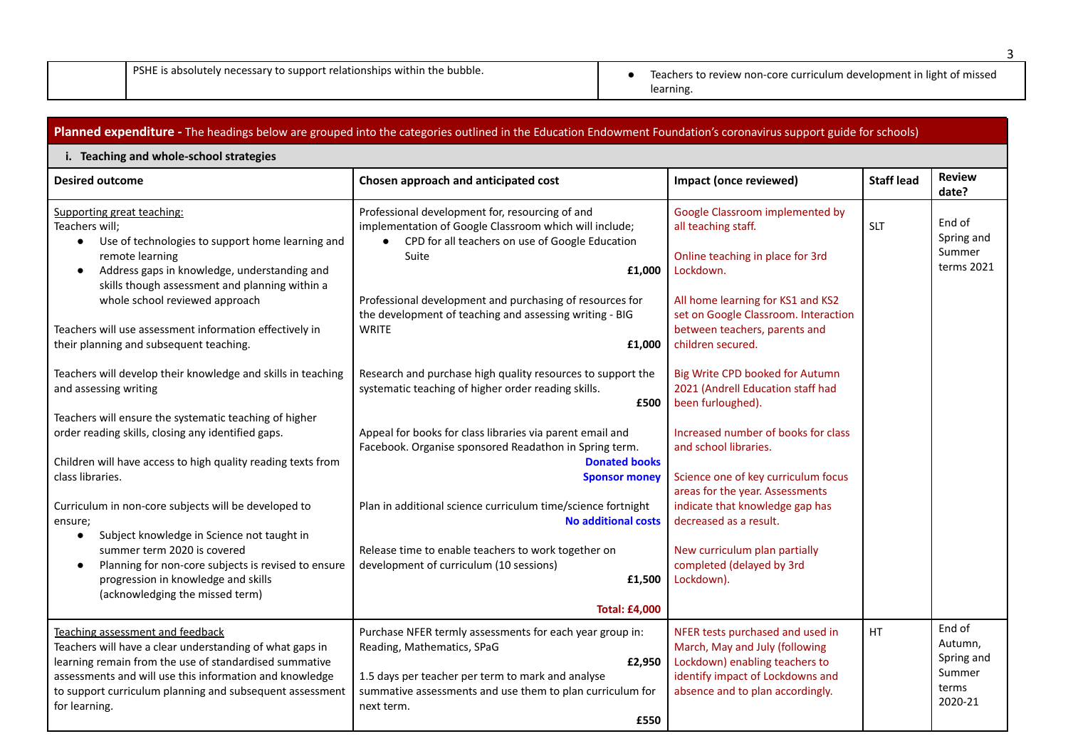| | PSHE is absolutely necessary to support relationships within the bubble. | • Teachers to review non-core curriculum development in light of missed learning. |
|---|---|---|

**Planned expenditure -** The headings below are grouped into the categories outlined in the Education Endowment Foundation's coronavirus support guide for schools)

**i. Teaching and whole-school strategies**

| Desired outcome | Chosen approach and anticipated cost | Impact (once reviewed) | Staff lead | Review date? |
|---|---|---|---|---|
| Supporting great teaching:<br>Teachers will;<br>• Use of technologies to support home learning and remote learning<br>• Address gaps in knowledge, understanding and skills though assessment and planning within a whole school reviewed approach<br><br>Teachers will use assessment information effectively in their planning and subsequent teaching.<br><br>Teachers will develop their knowledge and skills in teaching and assessing writing<br><br>Teachers will ensure the systematic teaching of higher order reading skills, closing any identified gaps.<br><br>Children will have access to high quality reading texts from class libraries.<br><br>Curriculum in non-core subjects will be developed to ensure;<br>• Subject knowledge in Science not taught in summer term 2020 is covered<br>• Planning for non-core subjects is revised to ensure progression in knowledge and skills (acknowledging the missed term) | Professional development for, resourcing of and implementation of Google Classroom which will include;<br>• CPD for all teachers on use of Google Education Suite<br>**£1,000**<br><br>Professional development and purchasing of resources for the development of teaching and assessing writing - BIG WRITE<br>**£1,000**<br><br>Research and purchase high quality resources to support the systematic teaching of higher order reading skills.<br>**£500**<br><br>Appeal for books for class libraries via parent email and Facebook. Organise sponsored Readathon in Spring term.<br>**Donated books**<br>**Sponsor money**<br><br>Plan in additional science curriculum time/science fortnight<br>**No additional costs**<br><br>Release time to enable teachers to work together on development of curriculum (10 sessions)<br>**£1,500**<br><br>**Total: £4,000** | Google Classroom implemented by all teaching staff.<br><br>Online teaching in place for 3rd Lockdown.<br><br>All home learning for KS1 and KS2 set on Google Classroom. Interaction between teachers, parents and children secured.<br><br>Big Write CPD booked for Autumn 2021 (Andrell Education staff had been furloughed).<br><br>Increased number of books for class and school libraries.<br><br>Science one of key curriculum focus areas for the year. Assessments indicate that knowledge gap has decreased as a result.<br><br>New curriculum plan partially completed (delayed by 3rd Lockdown). | SLT | End of Spring and Summer terms 2021 |
| Teaching assessment and feedback<br>Teachers will have a clear understanding of what gaps in learning remain from the use of standardised summative assessments and will use this information and knowledge to support curriculum planning and subsequent assessment for learning. | Purchase NFER termly assessments for each year group in: Reading, Mathematics, SPaG<br>**£2,950**<br>1.5 days per teacher per term to mark and analyse summative assessments and use them to plan curriculum for next term.<br>**£550** | NFER tests purchased and used in March, May and July (following Lockdown) enabling teachers to identify impact of Lockdowns and absence and to plan accordingly. | HT | End of Autumn, Spring and Summer terms 2020-21 |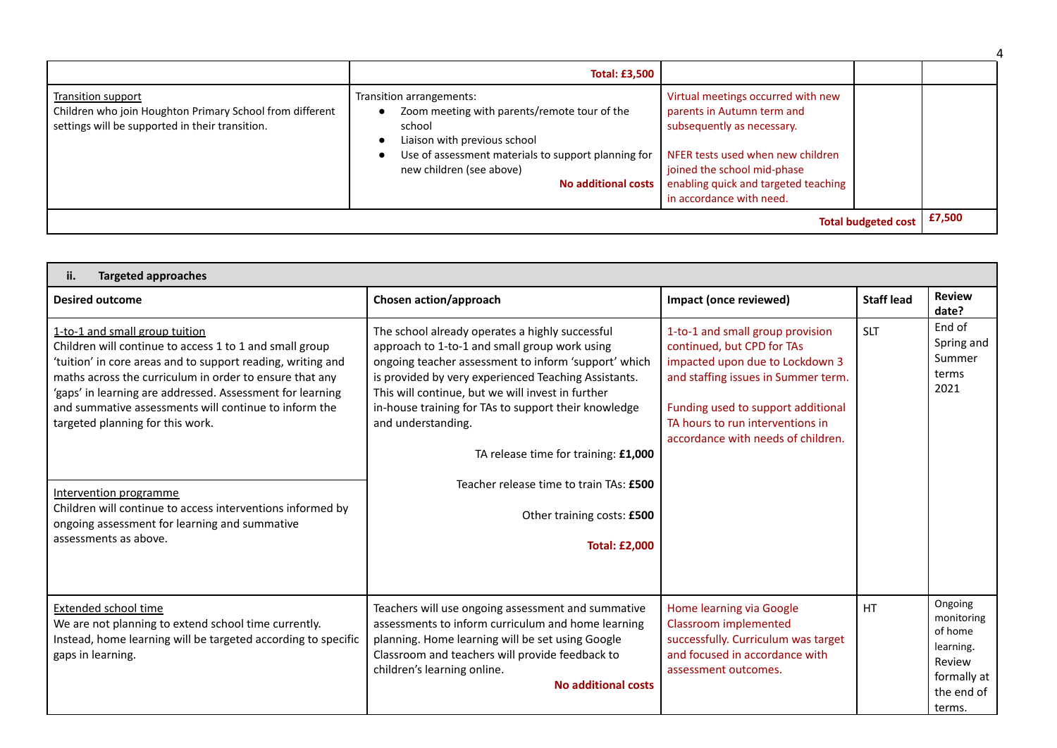| | Total: £3,500 | | | |
|---|---|---|---|---|
| Transition support<br>Children who join Houghton Primary School from different settings will be supported in their transition. | Transition arrangements:<br>• Zoom meeting with parents/remote tour of the school<br>• Liaison with previous school<br>• Use of assessment materials to support planning for new children (see above)<br>**No additional costs** | Virtual meetings occurred with new parents in Autumn term and subsequently as necessary.<br><br>NFER tests used when new children joined the school mid-phase enabling quick and targeted teaching in accordance with need. | | |
| | | | **Total budgeted cost** | **£7,500** |

| **ii. Targeted approaches** | | | | |
|---|---|---|---|---|
| **Desired outcome** | **Chosen action/approach** | **Impact (once reviewed)** | **Staff lead** | **Review date?** |
| 1-to-1 and small group tuition<br>Children will continue to access 1 to 1 and small group 'tuition' in core areas and to support reading, writing and maths across the curriculum in order to ensure that any 'gaps' in learning are addressed. Assessment for learning and summative assessments will continue to inform the targeted planning for this work.<br><br>Intervention programme<br>Children will continue to access interventions informed by ongoing assessment for learning and summative assessments as above. | The school already operates a highly successful approach to 1-to-1 and small group work using ongoing teacher assessment to inform 'support' which is provided by very experienced Teaching Assistants. This will continue, but we will invest in further in-house training for TAs to support their knowledge and understanding.<br><br>TA release time for training: **£1,000**<br><br>Teacher release time to train TAs: **£500**<br><br>Other training costs: **£500**<br><br>**Total: £2,000** | 1-to-1 and small group provision continued, but CPD for TAs impacted upon due to Lockdown 3 and staffing issues in Summer term.<br><br>Funding used to support additional TA hours to run interventions in accordance with needs of children. | SLT | End of Spring and Summer terms 2021 |
| Extended school time<br>We are not planning to extend school time currently. Instead, home learning will be targeted according to specific gaps in learning. | Teachers will use ongoing assessment and summative assessments to inform curriculum and home learning planning. Home learning will be set using Google Classroom and teachers will provide feedback to children's learning online.<br>**No additional costs** | Home learning via Google Classroom implemented successfully. Curriculum was target and focused in accordance with assessment outcomes. | HT | Ongoing monitoring of home learning. Review formally at the end of terms. |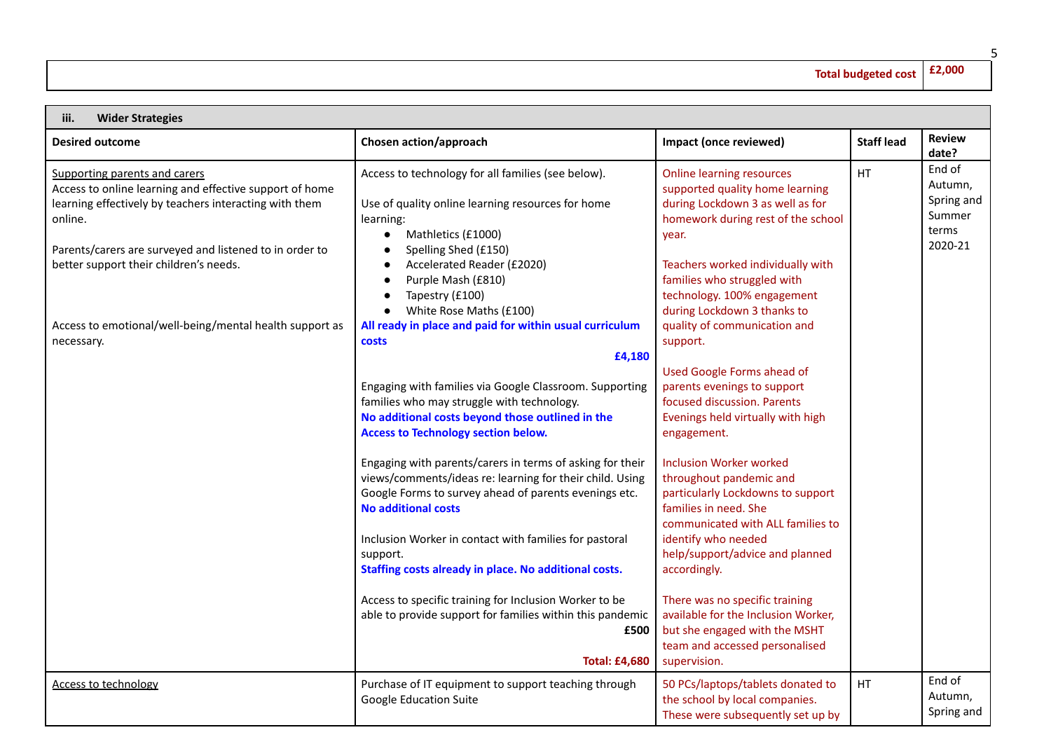| | Total budgeted cost | £2,000 |
|---|---|---|

| iii. **Wider Strategies** | | | | |
|---|---|---|---|---|
| **Desired outcome** | **Chosen action/approach** | **Impact (once reviewed)** | **Staff lead** | **Review date?** |
| Supporting parents and carers<br>Access to online learning and effective support of home learning effectively by teachers interacting with them online.<br><br>Parents/carers are surveyed and listened to in order to better support their children's needs.<br><br>Access to emotional/well-being/mental health support as necessary. | Access to technology for all families (see below).<br><br>Use of quality online learning resources for home learning:<br>● Mathletics (£1000)<br>● Spelling Shed (£150)<br>● Accelerated Reader (£2020)<br>● Purple Mash (£810)<br>● Tapestry (£100)<br>● White Rose Maths (£100)<br>**All ready in place and paid for within usual curriculum costs**<br>**£4,180**<br><br>Engaging with families via Google Classroom. Supporting families who may struggle with technology.<br>**No additional costs beyond those outlined in the Access to Technology section below.**<br><br>Engaging with parents/carers in terms of asking for their views/comments/ideas re: learning for their child. Using Google Forms to survey ahead of parents evenings etc.<br>**No additional costs**<br><br>Inclusion Worker in contact with families for pastoral support.<br>**Staffing costs already in place. No additional costs.**<br><br>Access to specific training for Inclusion Worker to be able to provide support for families within this pandemic<br>**£500**<br><br>**Total: £4,680** | Online learning resources supported quality home learning during Lockdown 3 as well as for homework during rest of the school year.<br><br>Teachers worked individually with families who struggled with technology. 100% engagement during Lockdown 3 thanks to quality of communication and support.<br><br>Used Google Forms ahead of parents evenings to support focused discussion. Parents Evenings held virtually with high engagement.<br><br>Inclusion Worker worked throughout pandemic and particularly Lockdowns to support families in need. She communicated with ALL families to identify who needed help/support/advice and planned accordingly.<br><br>There was no specific training available for the Inclusion Worker, but she engaged with the MSHT team and accessed personalised supervision. | HT | End of Autumn, Spring and Summer terms 2020-21 |
| Access to technology | Purchase of IT equipment to support teaching through Google Education Suite | 50 PCs/laptops/tablets donated to the school by local companies. These were subsequently set up by | HT | End of Autumn, Spring and |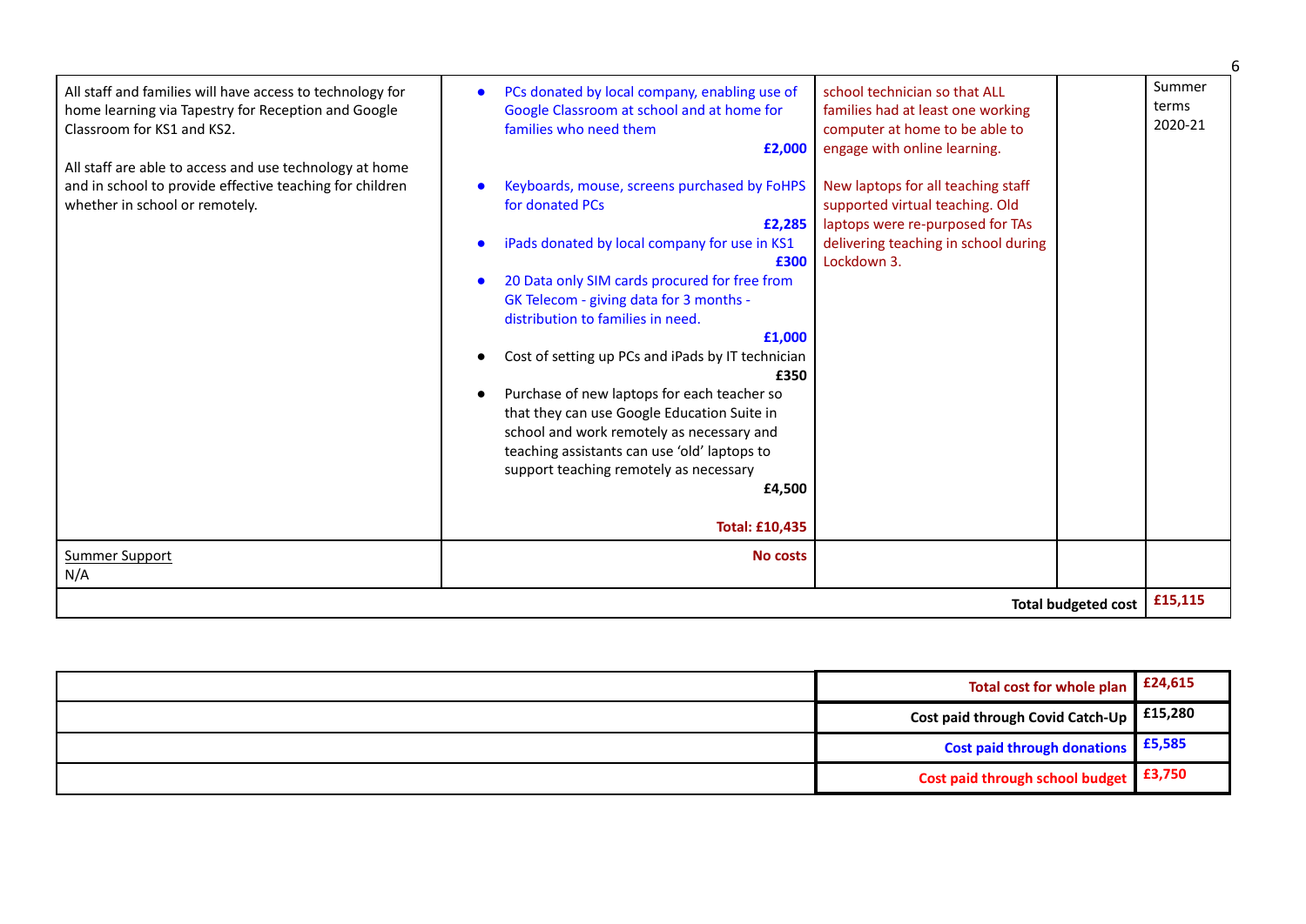| | | | | |
|---|---|---|---|---|
| All staff and families will have access to technology for home learning via Tapestry for Reception and Google Classroom for KS1 and KS2.<br><br>All staff are able to access and use technology at home and in school to provide effective teaching for children whether in school or remotely. | • PCs donated by local company, enabling use of Google Classroom at school and at home for families who need them **£2,000**<br>• Keyboards, mouse, screens purchased by FoHPS for donated PCs **£2,285**<br>• iPads donated by local company for use in KS1 **£300**<br>• 20 Data only SIM cards procured for free from GK Telecom - giving data for 3 months - distribution to families in need. **£1,000**<br>• Cost of setting up PCs and iPads by IT technician **£350**<br>• Purchase of new laptops for each teacher so that they can use Google Education Suite in school and work remotely as necessary and teaching assistants can use 'old' laptops to support teaching remotely as necessary **£4,500**<br><br>**Total: £10,435** | school technician so that ALL families had at least one working computer at home to be able to engage with online learning.<br><br>New laptops for all teaching staff supported virtual teaching. Old laptops were re-purposed for TAs delivering teaching in school during Lockdown 3. | | Summer terms 2020-21 |
| Summer Support<br>N/A | **No costs** | | | |
| | | | **Total budgeted cost** | **£15,115** |

| | | |
|---|---|---|
| | **Total cost for whole plan** | **£24,615** |
| | **Cost paid through Covid Catch-Up** | **£15,280** |
| | **Cost paid through donations** | **£5,585** |
| | **Cost paid through school budget** | **£3,750** |